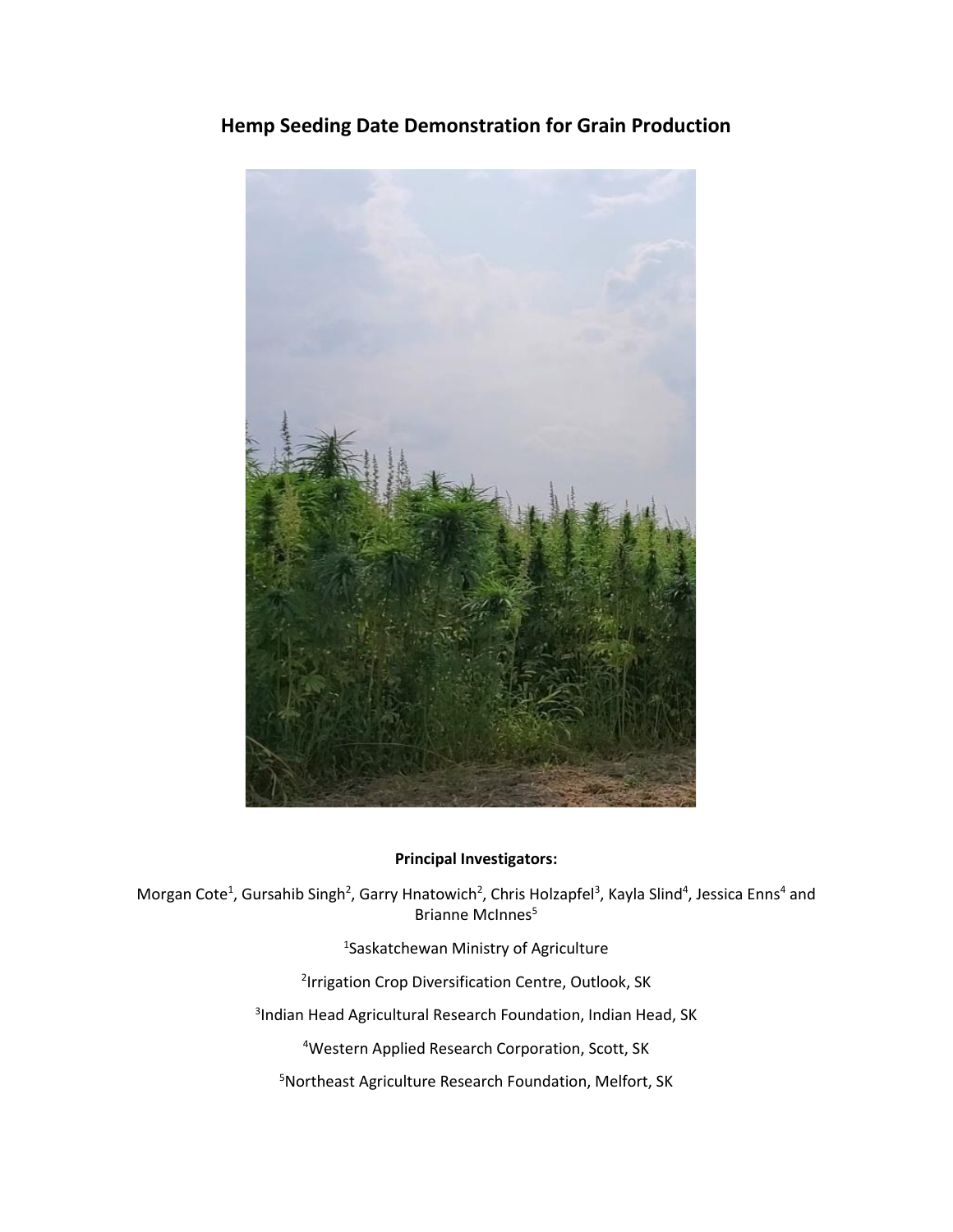# Hemp Seeding Date Demonstration for Grain Production

**Principal Investigators:**

Morgan Cote[1], Gursahib Singh[2], Garry Hnatowich[2], Chris Holzapfel[3], Kayla Slind[4], Jessica Enns[4] and Brianne McInnes[5]

[1]Saskatchewan Ministry of Agriculture

[2]Irrigation Crop Diversification Centre, Outlook, SK

[3]Indian Head Agricultural Research Foundation, Indian Head, SK

[4]Western Applied Research Corporation, Scott, SK

[5]Northeast Agriculture Research Foundation, Melfort, SK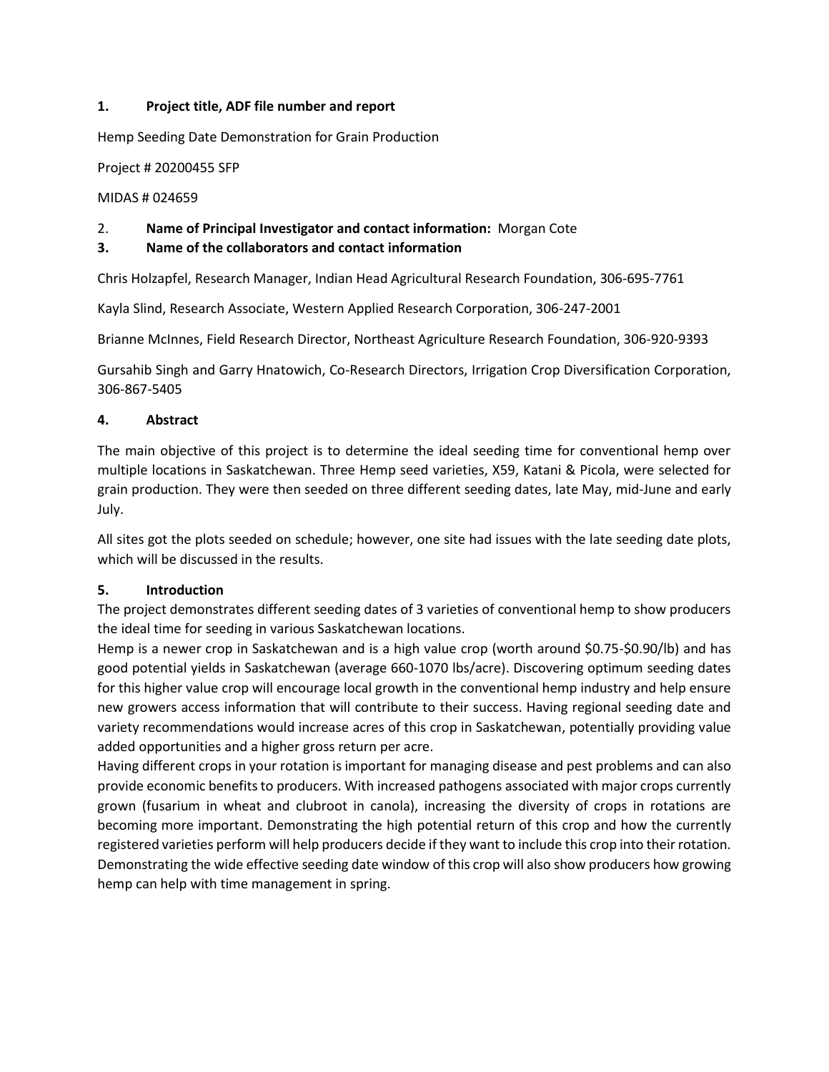## 1. Project title, ADF file number and report

Hemp Seeding Date Demonstration for Grain Production

Project # 20200455 SFP

MIDAS # 024659

## 2. Name of Principal Investigator and contact information: Morgan Cote

## 3. Name of the collaborators and contact information

Chris Holzapfel, Research Manager, Indian Head Agricultural Research Foundation, 306-695-7761

Kayla Slind, Research Associate, Western Applied Research Corporation, 306-247-2001

Brianne McInnes, Field Research Director, Northeast Agriculture Research Foundation, 306-920-9393

Gursahib Singh and Garry Hnatowich, Co-Research Directors, Irrigation Crop Diversification Corporation, 306-867-5405

## 4. Abstract

The main objective of this project is to determine the ideal seeding time for conventional hemp over multiple locations in Saskatchewan. Three Hemp seed varieties, X59, Katani & Picola, were selected for grain production. They were then seeded on three different seeding dates, late May, mid-June and early July.

All sites got the plots seeded on schedule; however, one site had issues with the late seeding date plots, which will be discussed in the results.

## 5. Introduction

The project demonstrates different seeding dates of 3 varieties of conventional hemp to show producers the ideal time for seeding in various Saskatchewan locations.

Hemp is a newer crop in Saskatchewan and is a high value crop (worth around $0.75-$0.90/lb) and has good potential yields in Saskatchewan (average 660-1070 lbs/acre). Discovering optimum seeding dates for this higher value crop will encourage local growth in the conventional hemp industry and help ensure new growers access information that will contribute to their success. Having regional seeding date and variety recommendations would increase acres of this crop in Saskatchewan, potentially providing value added opportunities and a higher gross return per acre.

Having different crops in your rotation is important for managing disease and pest problems and can also provide economic benefits to producers. With increased pathogens associated with major crops currently grown (fusarium in wheat and clubroot in canola), increasing the diversity of crops in rotations are becoming more important. Demonstrating the high potential return of this crop and how the currently registered varieties perform will help producers decide if they want to include this crop into their rotation. Demonstrating the wide effective seeding date window of this crop will also show producers how growing hemp can help with time management in spring.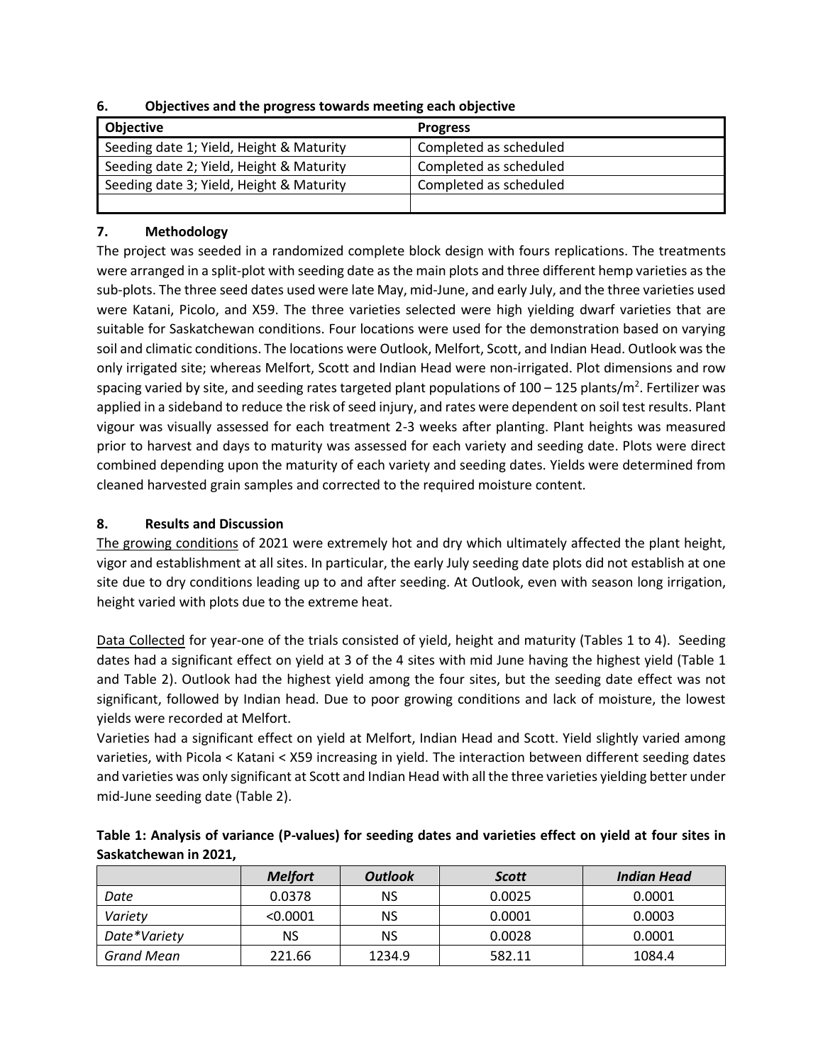### 6. Objectives and the progress towards meeting each objective

| Objective | Progress |
| --- | --- |
| Seeding date 1; Yield, Height & Maturity | Completed as scheduled |
| Seeding date 2; Yield, Height & Maturity | Completed as scheduled |
| Seeding date 3; Yield, Height & Maturity | Completed as scheduled |
| | |

### 7. Methodology

The project was seeded in a randomized complete block design with fours replications. The treatments were arranged in a split-plot with seeding date as the main plots and three different hemp varieties as the sub-plots. The three seed dates used were late May, mid-June, and early July, and the three varieties used were Katani, Picolo, and X59. The three varieties selected were high yielding dwarf varieties that are suitable for Saskatchewan conditions. Four locations were used for the demonstration based on varying soil and climatic conditions. The locations were Outlook, Melfort, Scott, and Indian Head. Outlook was the only irrigated site; whereas Melfort, Scott and Indian Head were non-irrigated. Plot dimensions and row spacing varied by site, and seeding rates targeted plant populations of 100 – 125 plants/$m^2$. Fertilizer was applied in a sideband to reduce the risk of seed injury, and rates were dependent on soil test results. Plant vigour was visually assessed for each treatment 2-3 weeks after planting. Plant heights was measured prior to harvest and days to maturity was assessed for each variety and seeding date. Plots were direct combined depending upon the maturity of each variety and seeding dates. Yields were determined from cleaned harvested grain samples and corrected to the required moisture content.

### 8. Results and Discussion

The growing conditions of 2021 were extremely hot and dry which ultimately affected the plant height, vigor and establishment at all sites. In particular, the early July seeding date plots did not establish at one site due to dry conditions leading up to and after seeding. At Outlook, even with season long irrigation, height varied with plots due to the extreme heat.

Data Collected for year-one of the trials consisted of yield, height and maturity (Tables 1 to 4). Seeding dates had a significant effect on yield at 3 of the 4 sites with mid June having the highest yield (Table 1 and Table 2). Outlook had the highest yield among the four sites, but the seeding date effect was not significant, followed by Indian head. Due to poor growing conditions and lack of moisture, the lowest yields were recorded at Melfort.

Varieties had a significant effect on yield at Melfort, Indian Head and Scott. Yield slightly varied among varieties, with Picola < Katani < X59 increasing in yield. The interaction between different seeding dates and varieties was only significant at Scott and Indian Head with all the three varieties yielding better under mid-June seeding date (Table 2).

**Table 1: Analysis of variance (P-values) for seeding dates and varieties effect on yield at four sites in Saskatchewan in 2021,**

| | *Melfort* | *Outlook* | *Scott* | *Indian Head* |
| --- | --- | --- | --- | --- |
| *Date* | 0.0378 | NS | 0.0025 | 0.0001 |
| *Variety* | <0.0001 | NS | 0.0001 | 0.0003 |
| *Date*Variety* | NS | NS | 0.0028 | 0.0001 |
| *Grand Mean* | 221.66 | 1234.9 | 582.11 | 1084.4 |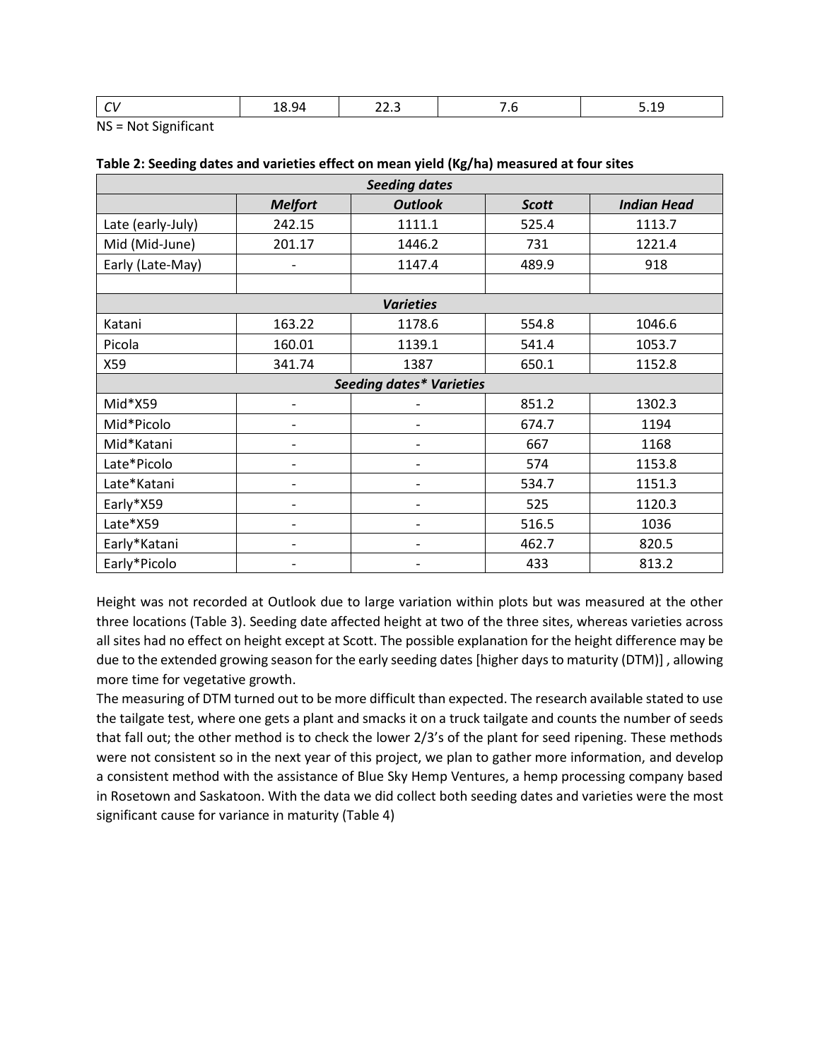| *CV* | 18.94 | 22.3 | 7.6 | 5.19 |
|---|---|---|---|---|

NS = Not Significant

**Table 2: Seeding dates and varieties effect on mean yield (Kg/ha) measured at four sites**

| ***Seeding dates*** | | | | |
|---|---|---|---|---|
| | ***Melfort*** | ***Outlook*** | ***Scott*** | ***Indian Head*** |
| Late (early-July) | 242.15 | 1111.1 | 525.4 | 1113.7 |
| Mid (Mid-June) | 201.17 | 1446.2 | 731 | 1221.4 |
| Early (Late-May) | - | 1147.4 | 489.9 | 918 |
| | | | | |
| ***Varieties*** | | | | |
| Katani | 163.22 | 1178.6 | 554.8 | 1046.6 |
| Picola | 160.01 | 1139.1 | 541.4 | 1053.7 |
| X59 | 341.74 | 1387 | 650.1 | 1152.8 |
| ***Seeding dates* Varieties*** | | | | |
| Mid*X59 | - | - | 851.2 | 1302.3 |
| Mid*Picolo | - | - | 674.7 | 1194 |
| Mid*Katani | - | - | 667 | 1168 |
| Late*Picolo | - | - | 574 | 1153.8 |
| Late*Katani | - | - | 534.7 | 1151.3 |
| Early*X59 | - | - | 525 | 1120.3 |
| Late*X59 | - | - | 516.5 | 1036 |
| Early*Katani | - | - | 462.7 | 820.5 |
| Early*Picolo | - | - | 433 | 813.2 |

Height was not recorded at Outlook due to large variation within plots but was measured at the other three locations (Table 3). Seeding date affected height at two of the three sites, whereas varieties across all sites had no effect on height except at Scott. The possible explanation for the height difference may be due to the extended growing season for the early seeding dates [higher days to maturity (DTM)] , allowing more time for vegetative growth.

The measuring of DTM turned out to be more difficult than expected. The research available stated to use the tailgate test, where one gets a plant and smacks it on a truck tailgate and counts the number of seeds that fall out; the other method is to check the lower 2/3's of the plant for seed ripening. These methods were not consistent so in the next year of this project, we plan to gather more information, and develop a consistent method with the assistance of Blue Sky Hemp Ventures, a hemp processing company based in Rosetown and Saskatoon. With the data we did collect both seeding dates and varieties were the most significant cause for variance in maturity (Table 4)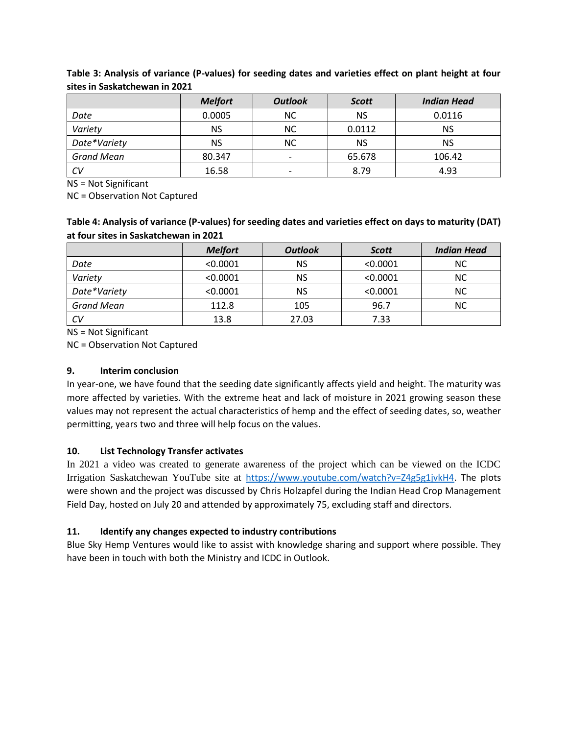**Table 3: Analysis of variance (P-values) for seeding dates and varieties effect on plant height at four sites in Saskatchewan in 2021**

| | *Melfort* | *Outlook* | *Scott* | *Indian Head* |
|---|---|---|---|---|
| *Date* | 0.0005 | NC | NS | 0.0116 |
| *Variety* | NS | NC | 0.0112 | NS |
| *Date*Variety* | NS | NC | NS | NS |
| *Grand Mean* | 80.347 | - | 65.678 | 106.42 |
| *CV* | 16.58 | - | 8.79 | 4.93 |

NS = Not Significant
NC = Observation Not Captured

**Table 4: Analysis of variance (P-values) for seeding dates and varieties effect on days to maturity (DAT) at four sites in Saskatchewan in 2021**

| | *Melfort* | *Outlook* | *Scott* | *Indian Head* |
|---|---|---|---|---|
| *Date* | <0.0001 | NS | <0.0001 | NC |
| *Variety* | <0.0001 | NS | <0.0001 | NC |
| *Date*Variety* | <0.0001 | NS | <0.0001 | NC |
| *Grand Mean* | 112.8 | 105 | 96.7 | NC |
| *CV* | 13.8 | 27.03 | 7.33 | |

NS = Not Significant
NC = Observation Not Captured

## 9. Interim conclusion

In year-one, we have found that the seeding date significantly affects yield and height. The maturity was more affected by varieties. With the extreme heat and lack of moisture in 2021 growing season these values may not represent the actual characteristics of hemp and the effect of seeding dates, so, weather permitting, years two and three will help focus on the values.

## 10. List Technology Transfer activates

In 2021 a video was created to generate awareness of the project which can be viewed on the ICDC Irrigation Saskatchewan YouTube site at https://www.youtube.com/watch?v=Z4g5g1jvkH4. The plots were shown and the project was discussed by Chris Holzapfel during the Indian Head Crop Management Field Day, hosted on July 20 and attended by approximately 75, excluding staff and directors.

## 11. Identify any changes expected to industry contributions

Blue Sky Hemp Ventures would like to assist with knowledge sharing and support where possible. They have been in touch with both the Ministry and ICDC in Outlook.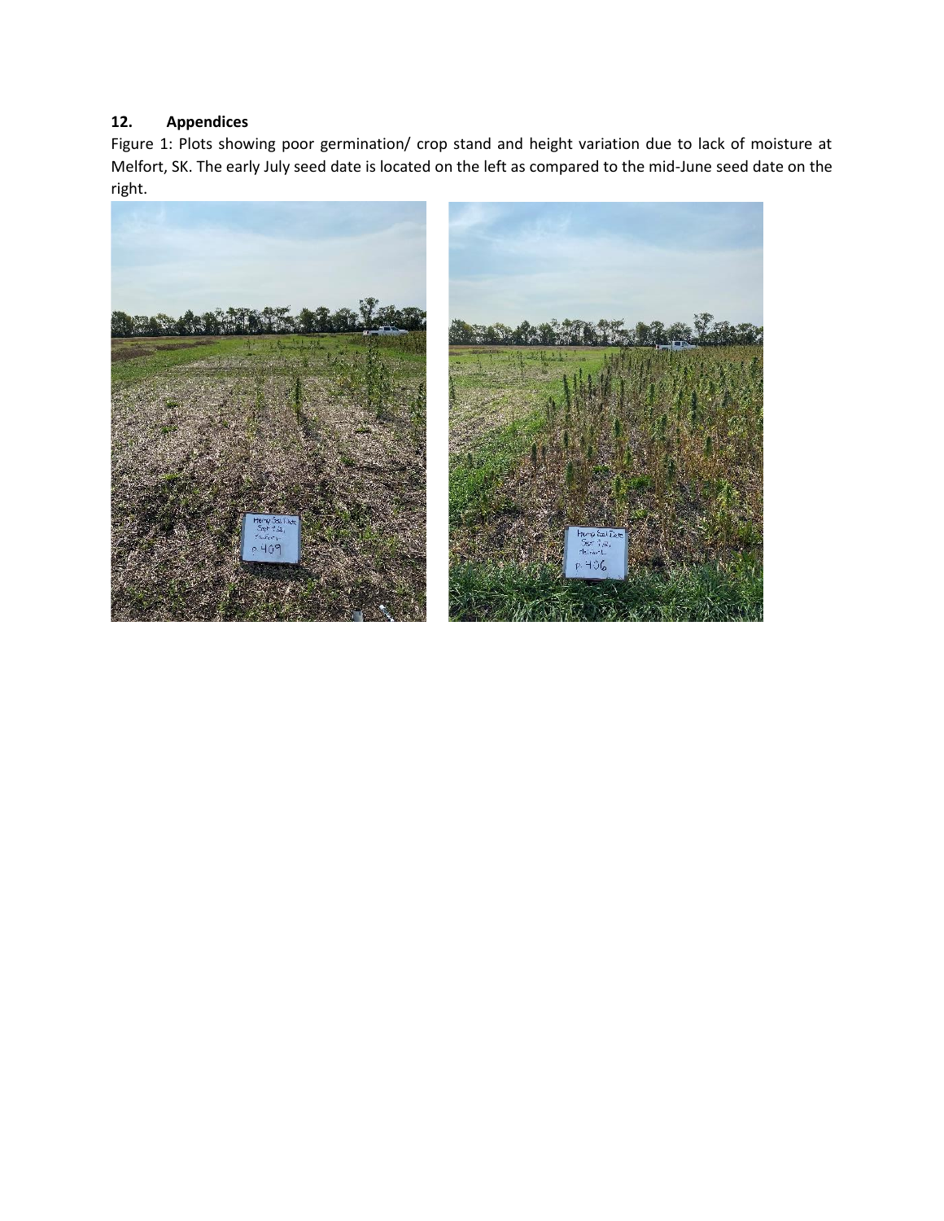## 12. Appendices

Figure 1: Plots showing poor germination/ crop stand and height variation due to lack of moisture at Melfort, SK. The early July seed date is located on the left as compared to the mid-June seed date on the right.